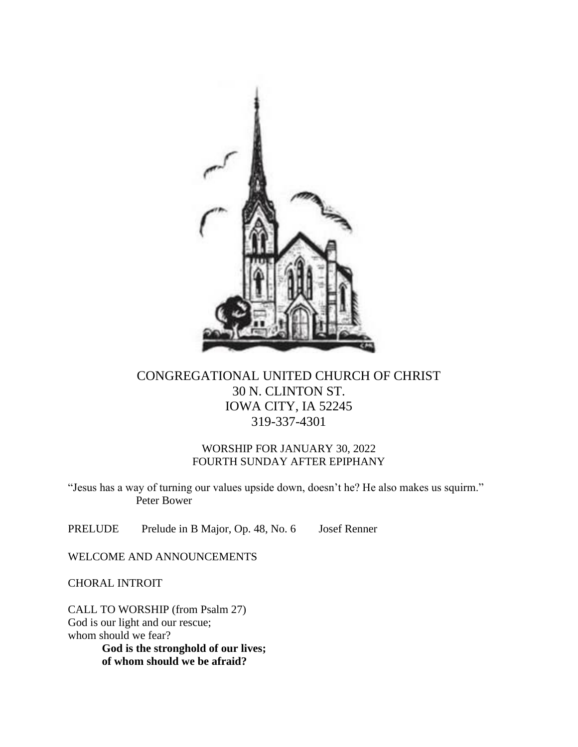# CONGREGATIONAL UNITED CHURCH OF CHRIST

30 N. CLINTON ST.
IOWA CITY, IA 52245
319-337-4301

## WORSHIP FOR JANUARY 30, 2022
## FOURTH SUNDAY AFTER EPIPHANY

"Jesus has a way of turning our values upside down, doesn't he? He also makes us squirm."
Peter Bower

PRELUDE   Prelude in B Major, Op. 48, No. 6   Josef Renner

WELCOME AND ANNOUNCEMENTS

CHORAL INTROIT

CALL TO WORSHIP (from Psalm 27)
God is our light and our rescue;
whom should we fear?

**God is the stronghold of our lives;**
**of whom should we be afraid?**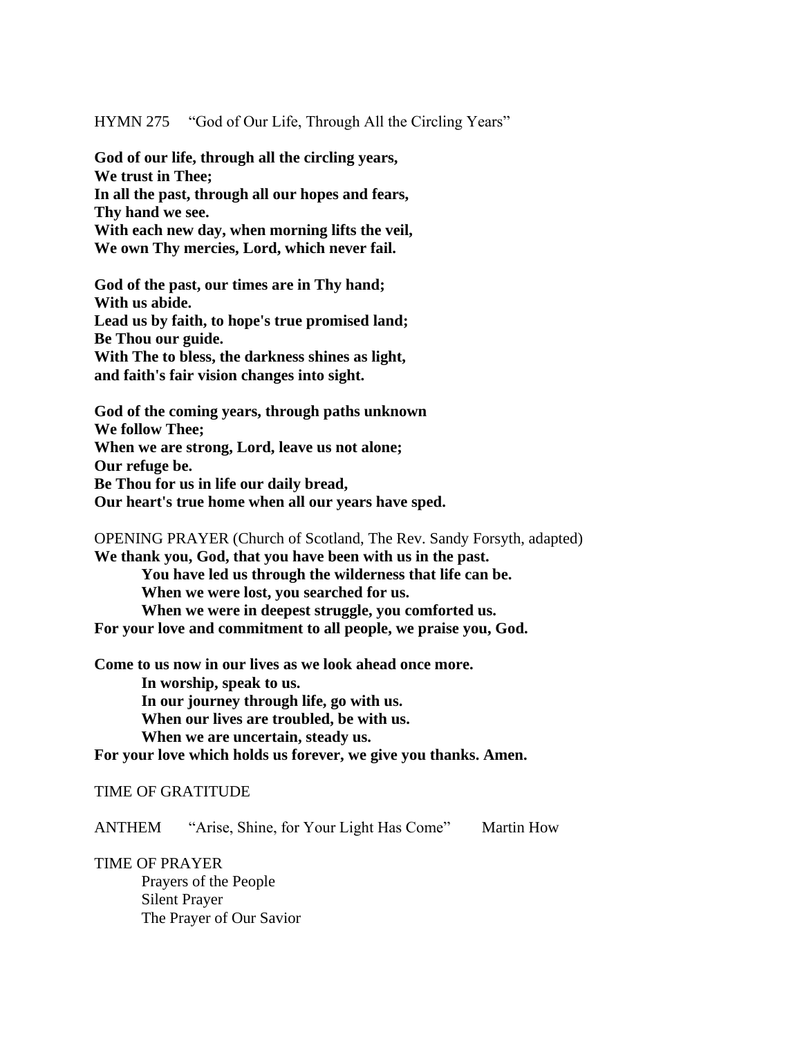HYMN 275 "God of Our Life, Through All the Circling Years"

**God of our life, through all the circling years,**
**We trust in Thee;**
**In all the past, through all our hopes and fears,**
**Thy hand we see.**
**With each new day, when morning lifts the veil,**
**We own Thy mercies, Lord, which never fail.**

**God of the past, our times are in Thy hand;**
**With us abide.**
**Lead us by faith, to hope's true promised land;**
**Be Thou our guide.**
**With The to bless, the darkness shines as light,**
**and faith's fair vision changes into sight.**

**God of the coming years, through paths unknown**
**We follow Thee;**
**When we are strong, Lord, leave us not alone;**
**Our refuge be.**
**Be Thou for us in life our daily bread,**
**Our heart's true home when all our years have sped.**

OPENING PRAYER (Church of Scotland, The Rev. Sandy Forsyth, adapted)

**We thank you, God, that you have been with us in the past.**
> **You have led us through the wilderness that life can be.**
> **When we were lost, you searched for us.**
> **When we were in deepest struggle, you comforted us.**

**For your love and commitment to all people, we praise you, God.**

**Come to us now in our lives as we look ahead once more.**
> **In worship, speak to us.**
> **In our journey through life, go with us.**
> **When our lives are troubled, be with us.**
> **When we are uncertain, steady us.**

**For your love which holds us forever, we give you thanks. Amen.**

TIME OF GRATITUDE

ANTHEM "Arise, Shine, for Your Light Has Come" Martin How

TIME OF PRAYER
> Prayers of the People
> Silent Prayer
> The Prayer of Our Savior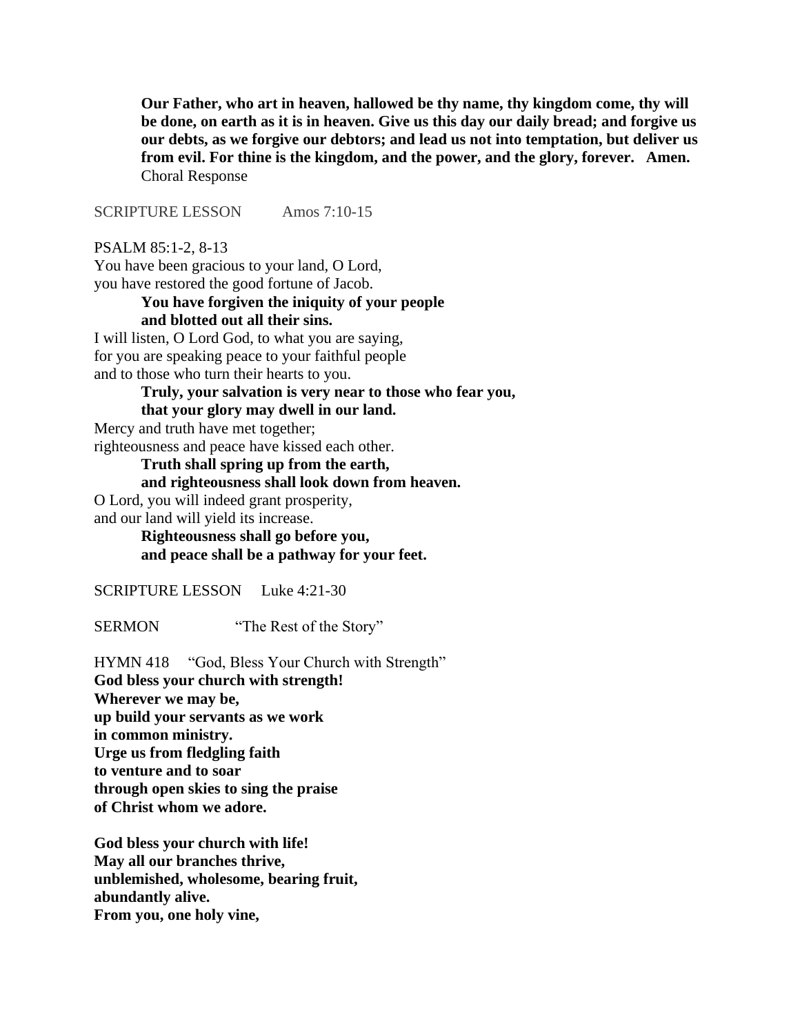**Our Father, who art in heaven, hallowed be thy name, thy kingdom come, thy will be done, on earth as it is in heaven. Give us this day our daily bread; and forgive us our debts, as we forgive our debtors; and lead us not into temptation, but deliver us from evil. For thine is the kingdom, and the power, and the glory, forever. Amen.**
Choral Response

SCRIPTURE LESSON Amos 7:10-15

PSALM 85:1-2, 8-13
You have been gracious to your land, O Lord,
you have restored the good fortune of Jacob.
**You have forgiven the iniquity of your people**
**and blotted out all their sins.**
I will listen, O Lord God, to what you are saying,
for you are speaking peace to your faithful people
and to those who turn their hearts to you.
**Truly, your salvation is very near to those who fear you,**
**that your glory may dwell in our land.**
Mercy and truth have met together;
righteousness and peace have kissed each other.
**Truth shall spring up from the earth,**
**and righteousness shall look down from heaven.**
O Lord, you will indeed grant prosperity,
and our land will yield its increase.
**Righteousness shall go before you,**
**and peace shall be a pathway for your feet.**

SCRIPTURE LESSON Luke 4:21-30

SERMON "The Rest of the Story"

HYMN 418 "God, Bless Your Church with Strength"
**God bless your church with strength!**
**Wherever we may be,**
**up build your servants as we work**
**in common ministry.**
**Urge us from fledgling faith**
**to venture and to soar**
**through open skies to sing the praise**
**of Christ whom we adore.**

**God bless your church with life!**
**May all our branches thrive,**
**unblemished, wholesome, bearing fruit,**
**abundantly alive.**
**From you, one holy vine,**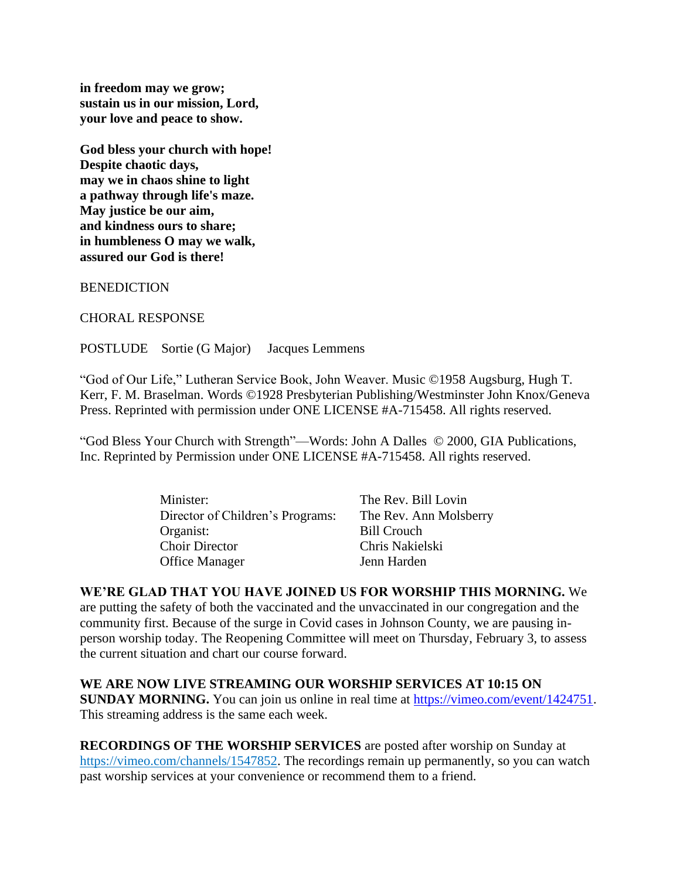**in freedom may we grow;**
**sustain us in our mission, Lord,**
**your love and peace to show.**

**God bless your church with hope!**
**Despite chaotic days,**
**may we in chaos shine to light**
**a pathway through life's maze.**
**May justice be our aim,**
**and kindness ours to share;**
**in humbleness O may we walk,**
**assured our God is there!**

BENEDICTION

CHORAL RESPONSE

POSTLUDE Sortie (G Major) Jacques Lemmens

"God of Our Life," Lutheran Service Book, John Weaver. Music ©1958 Augsburg, Hugh T. Kerr, F. M. Braselman. Words ©1928 Presbyterian Publishing/Westminster John Knox/Geneva Press. Reprinted with permission under ONE LICENSE #A-715458. All rights reserved.

"God Bless Your Church with Strength"—Words: John A Dalles © 2000, GIA Publications, Inc. Reprinted by Permission under ONE LICENSE #A-715458. All rights reserved.

| | |
|---|---|
| Minister: | The Rev. Bill Lovin |
| Director of Children's Programs: | The Rev. Ann Molsberry |
| Organist: | Bill Crouch |
| Choir Director | Chris Nakielski |
| Office Manager | Jenn Harden |

**WE'RE GLAD THAT YOU HAVE JOINED US FOR WORSHIP THIS MORNING.** We are putting the safety of both the vaccinated and the unvaccinated in our congregation and the community first. Because of the surge in Covid cases in Johnson County, we are pausing in-person worship today. The Reopening Committee will meet on Thursday, February 3, to assess the current situation and chart our course forward.

**WE ARE NOW LIVE STREAMING OUR WORSHIP SERVICES AT 10:15 ON SUNDAY MORNING.** You can join us online in real time at https://vimeo.com/event/1424751. This streaming address is the same each week.

**RECORDINGS OF THE WORSHIP SERVICES** are posted after worship on Sunday at https://vimeo.com/channels/1547852. The recordings remain up permanently, so you can watch past worship services at your convenience or recommend them to a friend.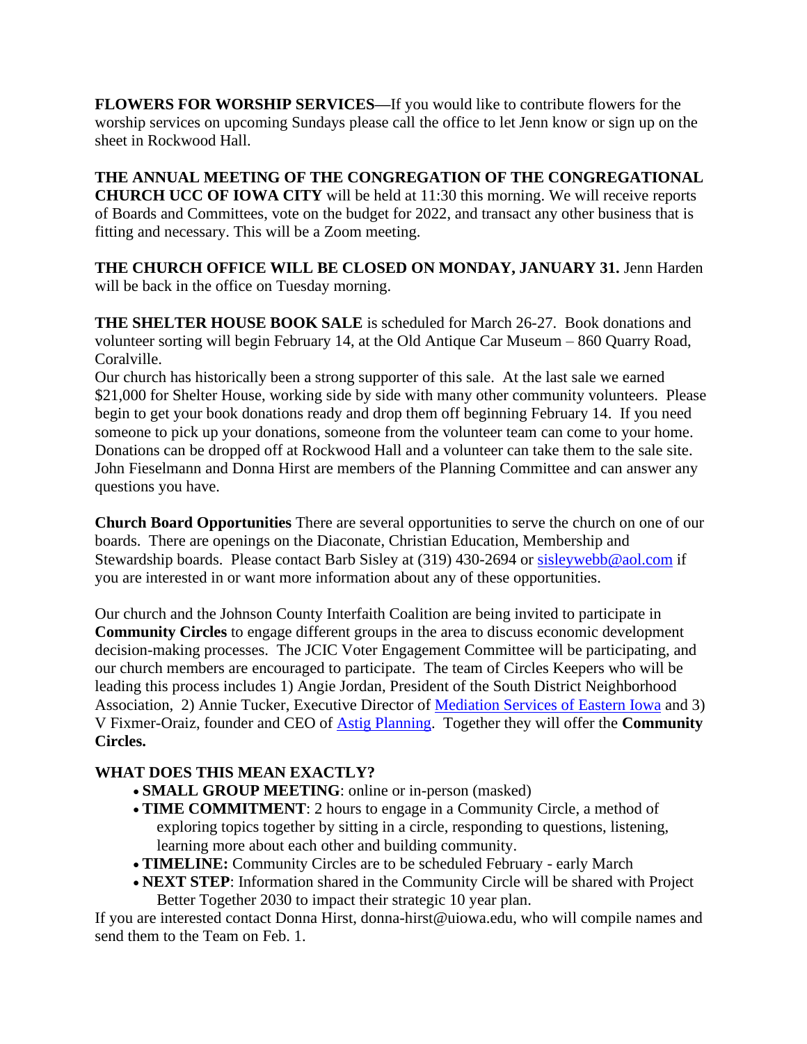**FLOWERS FOR WORSHIP SERVICES—**If you would like to contribute flowers for the worship services on upcoming Sundays please call the office to let Jenn know or sign up on the sheet in Rockwood Hall.

**THE ANNUAL MEETING OF THE CONGREGATION OF THE CONGREGATIONAL CHURCH UCC OF IOWA CITY** will be held at 11:30 this morning. We will receive reports of Boards and Committees, vote on the budget for 2022, and transact any other business that is fitting and necessary. This will be a Zoom meeting.

**THE CHURCH OFFICE WILL BE CLOSED ON MONDAY, JANUARY 31.** Jenn Harden will be back in the office on Tuesday morning.

**THE SHELTER HOUSE BOOK SALE** is scheduled for March 26-27. Book donations and volunteer sorting will begin February 14, at the Old Antique Car Museum – 860 Quarry Road, Coralville.
Our church has historically been a strong supporter of this sale. At the last sale we earned $21,000 for Shelter House, working side by side with many other community volunteers. Please begin to get your book donations ready and drop them off beginning February 14. If you need someone to pick up your donations, someone from the volunteer team can come to your home. Donations can be dropped off at Rockwood Hall and a volunteer can take them to the sale site. John Fieselmann and Donna Hirst are members of the Planning Committee and can answer any questions you have.

**Church Board Opportunities** There are several opportunities to serve the church on one of our boards. There are openings on the Diaconate, Christian Education, Membership and Stewardship boards. Please contact Barb Sisley at (319) 430-2694 or sisleywebb@aol.com if you are interested in or want more information about any of these opportunities.

Our church and the Johnson County Interfaith Coalition are being invited to participate in **Community Circles** to engage different groups in the area to discuss economic development decision-making processes. The JCIC Voter Engagement Committee will be participating, and our church members are encouraged to participate. The team of Circles Keepers who will be leading this process includes 1) Angie Jordan, President of the South District Neighborhood Association, 2) Annie Tucker, Executive Director of Mediation Services of Eastern Iowa and 3) V Fixmer-Oraiz, founder and CEO of Astig Planning. Together they will offer the **Community Circles.**

**WHAT DOES THIS MEAN EXACTLY?**

- **SMALL GROUP MEETING**: online or in-person (masked)
- **TIME COMMITMENT**: 2 hours to engage in a Community Circle, a method of exploring topics together by sitting in a circle, responding to questions, listening, learning more about each other and building community.
- **TIMELINE:** Community Circles are to be scheduled February - early March
- **NEXT STEP**: Information shared in the Community Circle will be shared with Project Better Together 2030 to impact their strategic 10 year plan.

If you are interested contact Donna Hirst, donna-hirst@uiowa.edu, who will compile names and send them to the Team on Feb. 1.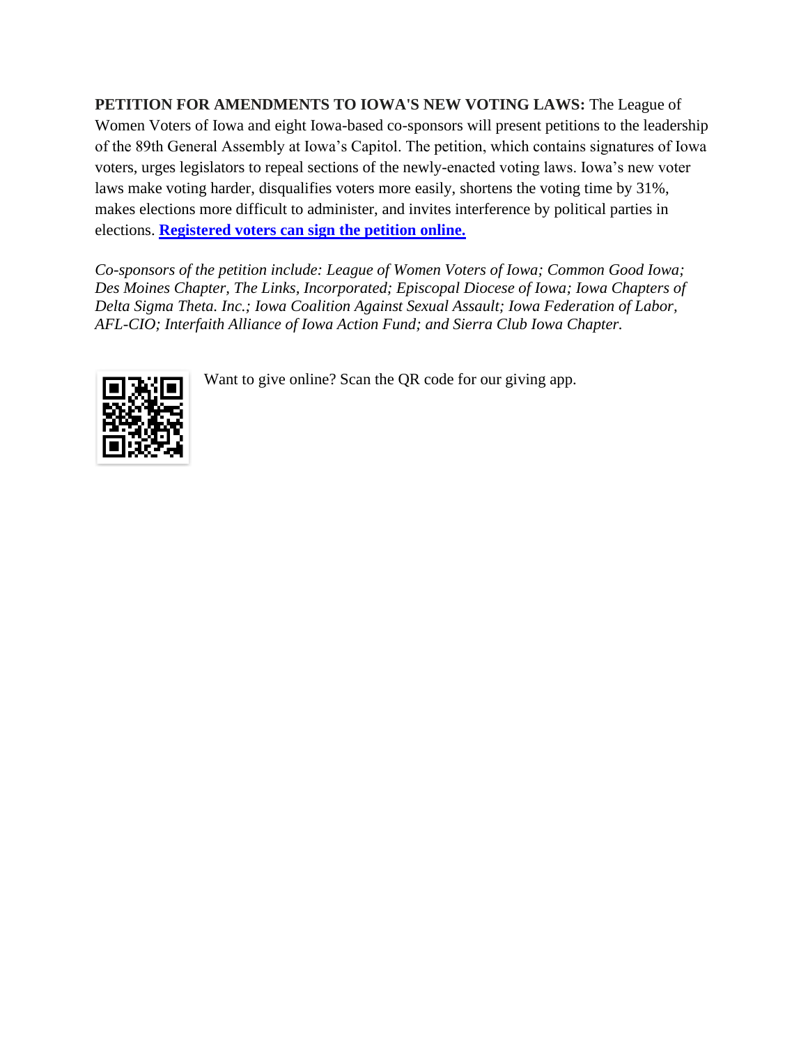**PETITION FOR AMENDMENTS TO IOWA'S NEW VOTING LAWS:** The League of Women Voters of Iowa and eight Iowa-based co-sponsors will present petitions to the leadership of the 89th General Assembly at Iowa's Capitol. The petition, which contains signatures of Iowa voters, urges legislators to repeal sections of the newly-enacted voting laws. Iowa's new voter laws make voting harder, disqualifies voters more easily, shortens the voting time by 31%, makes elections more difficult to administer, and invites interference by political parties in elections. **Registered voters can sign the petition online.**

*Co-sponsors of the petition include: League of Women Voters of Iowa; Common Good Iowa; Des Moines Chapter, The Links, Incorporated; Episcopal Diocese of Iowa; Iowa Chapters of Delta Sigma Theta. Inc.; Iowa Coalition Against Sexual Assault; Iowa Federation of Labor, AFL-CIO; Interfaith Alliance of Iowa Action Fund; and Sierra Club Iowa Chapter.*

Want to give online? Scan the QR code for our giving app.